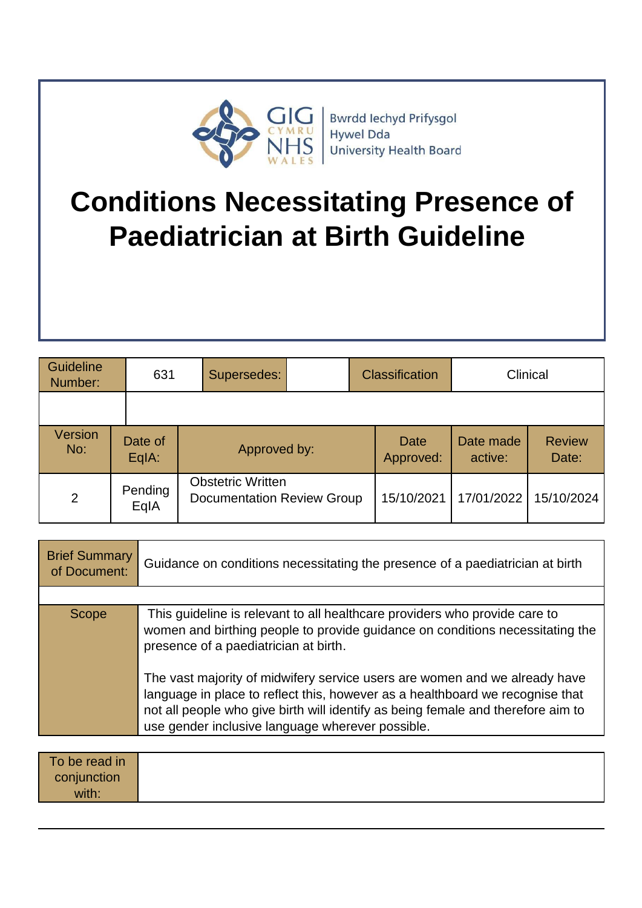GIG CYMRU NHS WALES | Bwrdd Iechyd Prifysgol Hywel Dda University Health Board

# Conditions Necessitating Presence of Paediatrician at Birth Guideline

| Guideline Number: | 631 | Supersedes: | | Classification | Clinical |
|---|---|---|---|---|---|
| | | | | | |

| Version No: | Date of EqIA: | Approved by: | Date Approved: | Date made active: | Review Date: |
|---|---|---|---|---|---|
| 2 | Pending EqIA | Obstetric Written Documentation Review Group | 15/10/2021 | 17/01/2022 | 15/10/2024 |

| Brief Summary of Document: | Guidance on conditions necessitating the presence of a paediatrician at birth |
|---|---|
| | |
| Scope | This guideline is relevant to all healthcare providers who provide care to women and birthing people to provide guidance on conditions necessitating the presence of a paediatrician at birth.<br><br>The vast majority of midwifery service users are women and we already have language in place to reflect this, however as a healthboard we recognise that not all people who give birth will identify as being female and therefore aim to use gender inclusive language wherever possible. |

| To be read in conjunction with: | |
|---|---|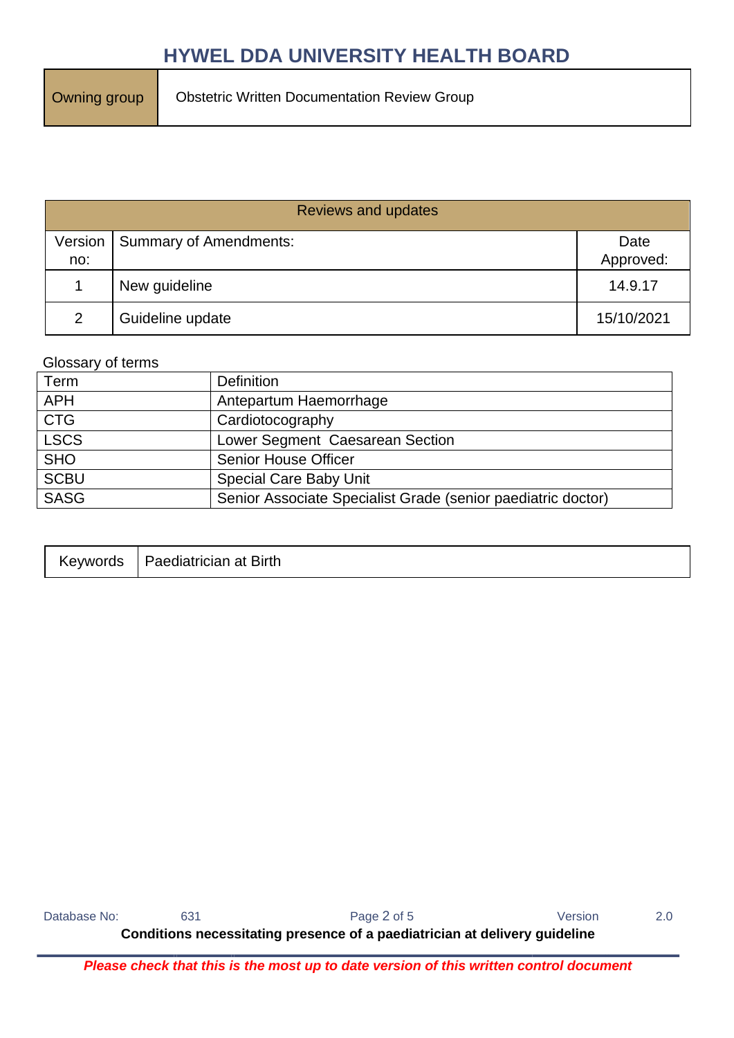| Owning group | Obstetric Written Documentation Review Group |
|---|---|

| Reviews and updates | | |
|---|---|---|
| Version no: | Summary of Amendments: | Date Approved: |
| 1 | New guideline | 14.9.17 |
| 2 | Guideline update | 15/10/2021 |

Glossary of terms

| Term | Definition |
|---|---|
| APH | Antepartum Haemorrhage |
| CTG | Cardiotocography |
| LSCS | Lower Segment Caesarean Section |
| SHO | Senior House Officer |
| SCBU | Special Care Baby Unit |
| SASG | Senior Associate Specialist Grade (senior paediatric doctor) |

| Keywords | Paediatrician at Birth |
|---|---|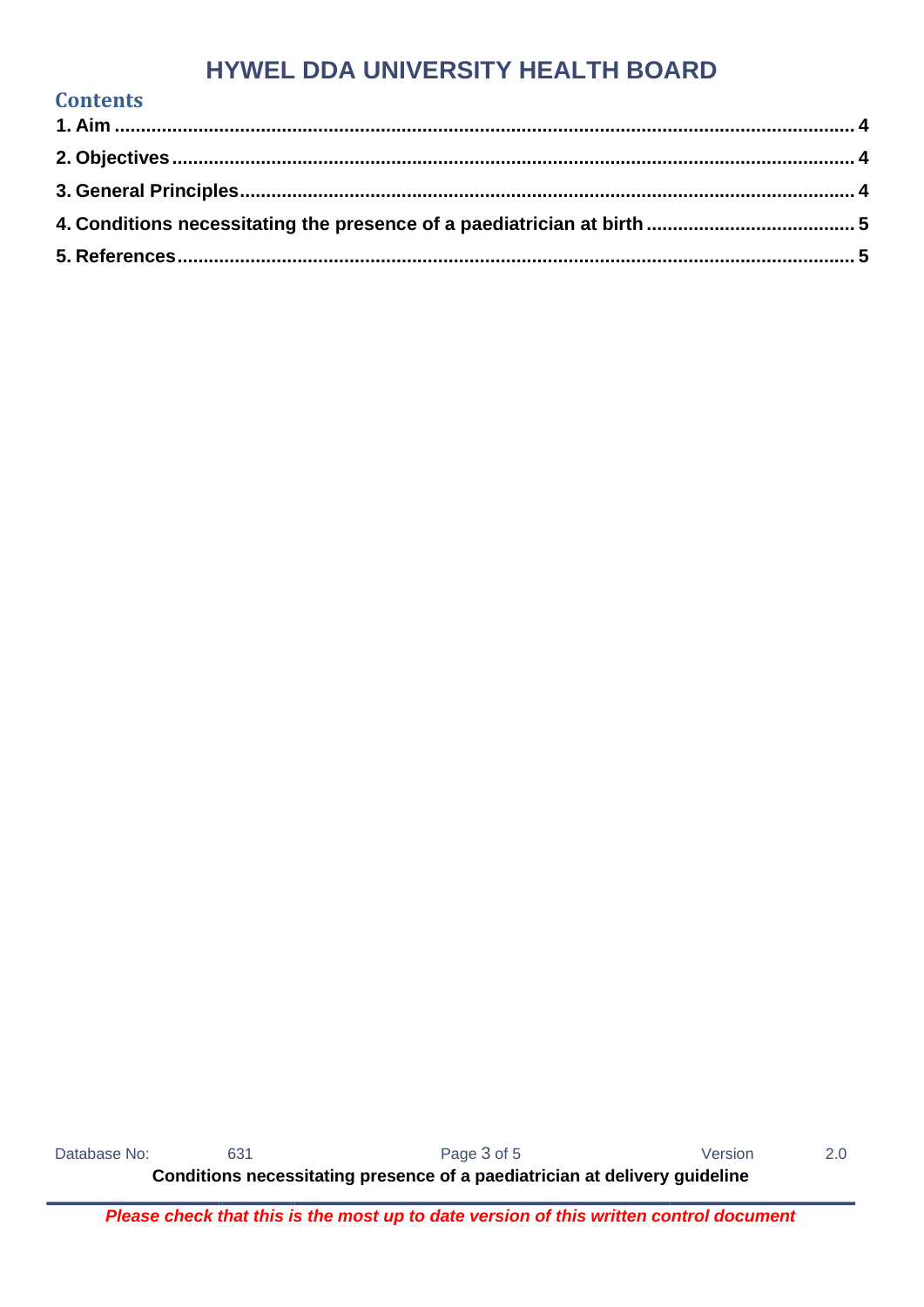# HYWEL DDA UNIVERSITY HEALTH BOARD

## Contents

**1. Aim ... 4**

**2. Objectives ... 4**

**3. General Principles ... 4**

**4. Conditions necessitating the presence of a paediatrician at birth ... 5**

**5. References ... 5**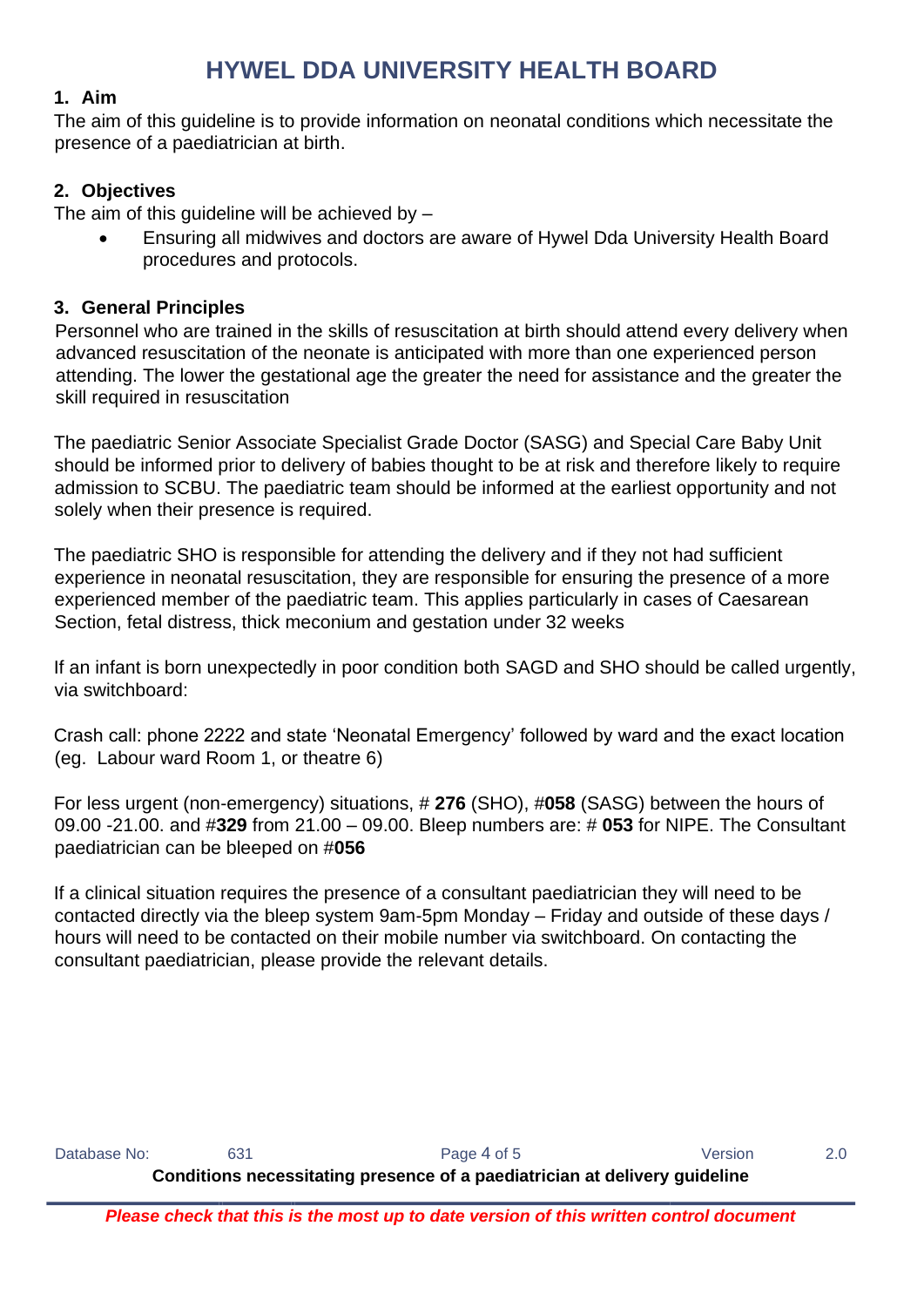# HYWEL DDA UNIVERSITY HEALTH BOARD

## 1. Aim

The aim of this guideline is to provide information on neonatal conditions which necessitate the presence of a paediatrician at birth.

## 2. Objectives

The aim of this guideline will be achieved by –

- Ensuring all midwives and doctors are aware of Hywel Dda University Health Board procedures and protocols.

## 3. General Principles

Personnel who are trained in the skills of resuscitation at birth should attend every delivery when advanced resuscitation of the neonate is anticipated with more than one experienced person attending. The lower the gestational age the greater the need for assistance and the greater the skill required in resuscitation

The paediatric Senior Associate Specialist Grade Doctor (SASG) and Special Care Baby Unit should be informed prior to delivery of babies thought to be at risk and therefore likely to require admission to SCBU. The paediatric team should be informed at the earliest opportunity and not solely when their presence is required.

The paediatric SHO is responsible for attending the delivery and if they not had sufficient experience in neonatal resuscitation, they are responsible for ensuring the presence of a more experienced member of the paediatric team. This applies particularly in cases of Caesarean Section, fetal distress, thick meconium and gestation under 32 weeks

If an infant is born unexpectedly in poor condition both SAGD and SHO should be called urgently, via switchboard:

Crash call: phone 2222 and state 'Neonatal Emergency' followed by ward and the exact location (eg. Labour ward Room 1, or theatre 6)

For less urgent (non-emergency) situations, # **276** (SHO), #**058** (SASG) between the hours of 09.00 -21.00. and #**329** from 21.00 – 09.00. Bleep numbers are: # **053** for NIPE. The Consultant paediatrician can be bleeped on #**056**

If a clinical situation requires the presence of a consultant paediatrician they will need to be contacted directly via the bleep system 9am-5pm Monday – Friday and outside of these days / hours will need to be contacted on their mobile number via switchboard. On contacting the consultant paediatrician, please provide the relevant details.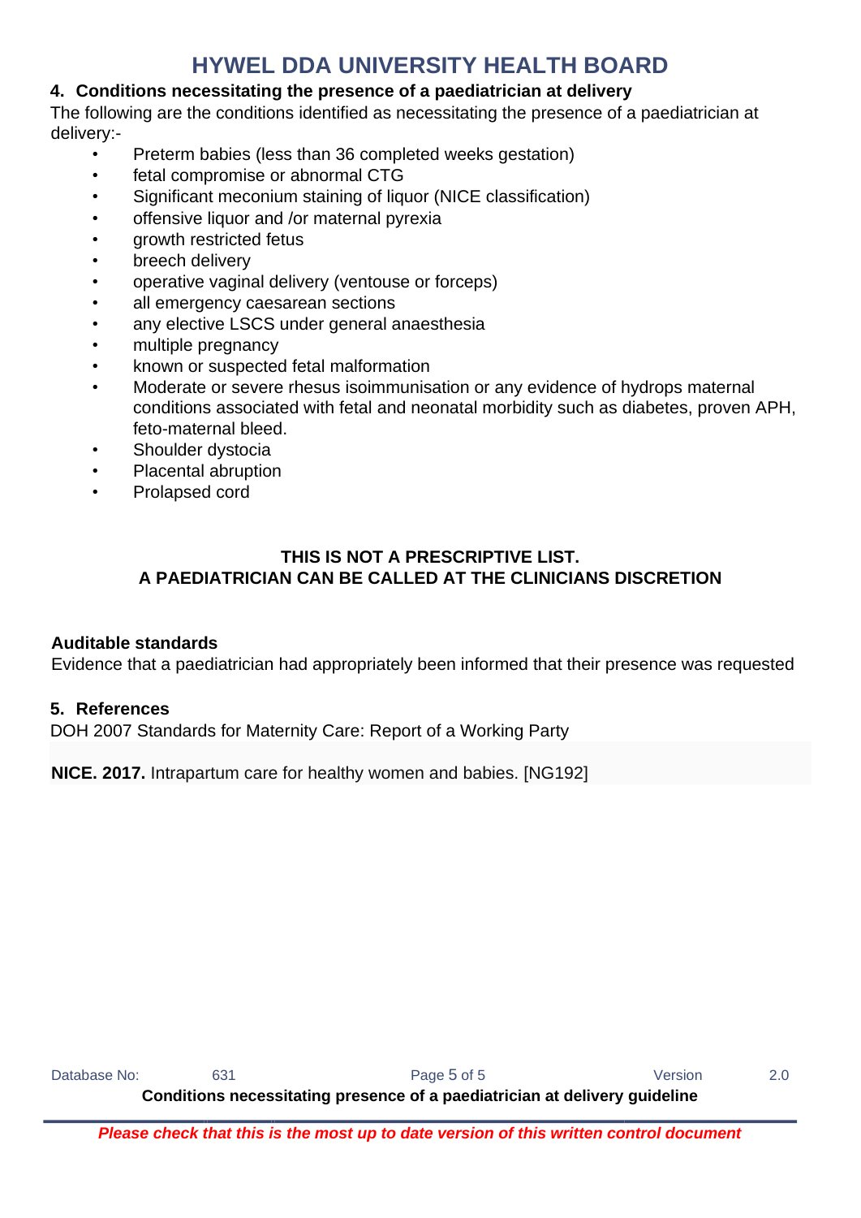## 4. Conditions necessitating the presence of a paediatrician at delivery

The following are the conditions identified as necessitating the presence of a paediatrician at delivery:-

- Preterm babies (less than 36 completed weeks gestation)
- fetal compromise or abnormal CTG
- Significant meconium staining of liquor (NICE classification)
- offensive liquor and /or maternal pyrexia
- growth restricted fetus
- breech delivery
- operative vaginal delivery (ventouse or forceps)
- all emergency caesarean sections
- any elective LSCS under general anaesthesia
- multiple pregnancy
- known or suspected fetal malformation
- Moderate or severe rhesus isoimmunisation or any evidence of hydrops maternal conditions associated with fetal and neonatal morbidity such as diabetes, proven APH, feto-maternal bleed.
- Shoulder dystocia
- Placental abruption
- Prolapsed cord

**THIS IS NOT A PRESCRIPTIVE LIST.**
**A PAEDIATRICIAN CAN BE CALLED AT THE CLINICIANS DISCRETION**

**Auditable standards**

Evidence that a paediatrician had appropriately been informed that their presence was requested

## 5. References

DOH 2007 Standards for Maternity Care: Report of a Working Party

**NICE. 2017.** Intrapartum care for healthy women and babies. [NG192]